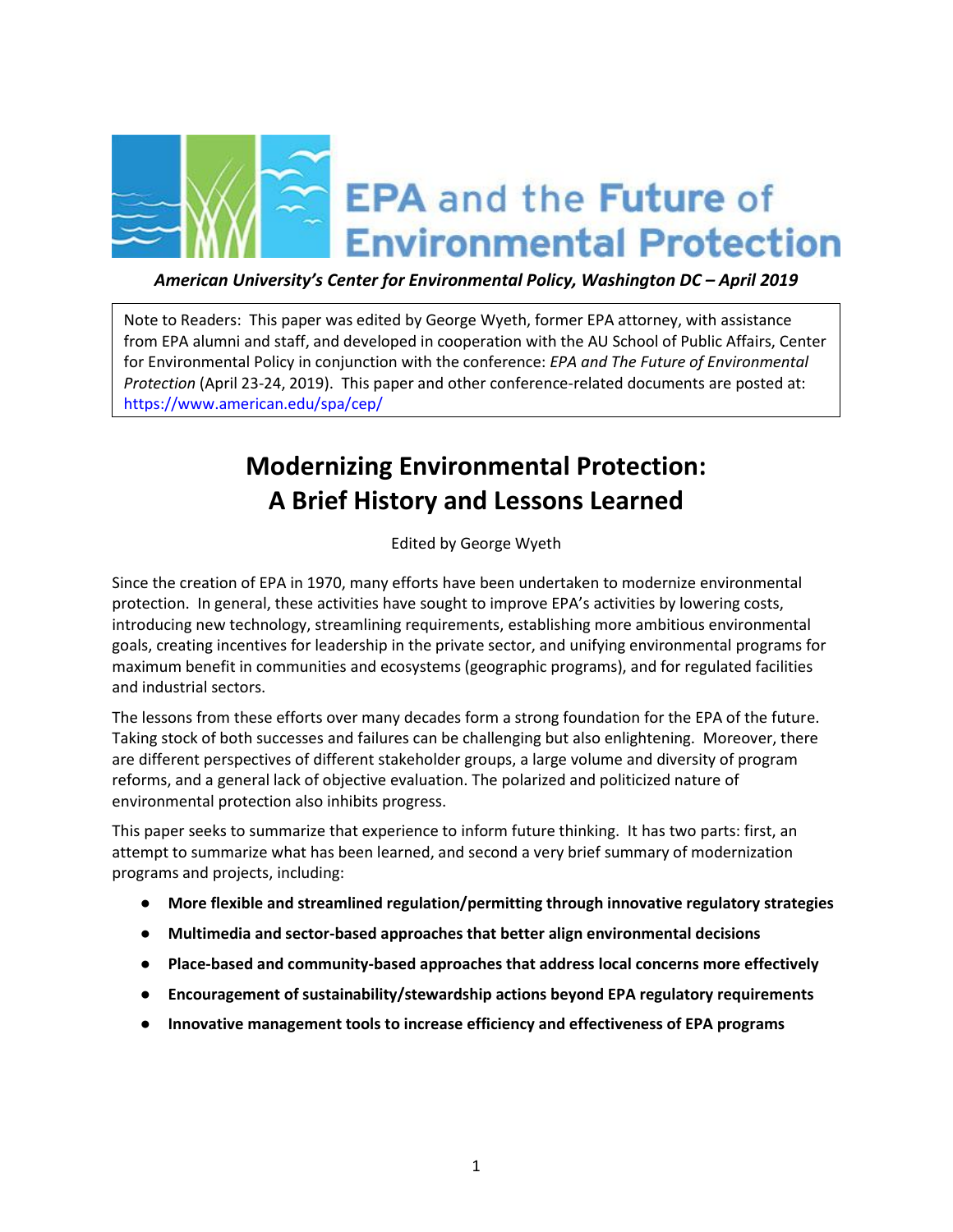EPA and the Future of Environmental Protection

*American University's Center for Environmental Policy, Washington DC – April 2019*

Note to Readers: This paper was edited by George Wyeth, former EPA attorney, with assistance from EPA alumni and staff, and developed in cooperation with the AU School of Public Affairs, Center for Environmental Policy in conjunction with the conference: *EPA and The Future of Environmental Protection* (April 23-24, 2019). This paper and other conference-related documents are posted at: https://www.american.edu/spa/cep/

# Modernizing Environmental Protection: A Brief History and Lessons Learned

Edited by George Wyeth

Since the creation of EPA in 1970, many efforts have been undertaken to modernize environmental protection. In general, these activities have sought to improve EPA's activities by lowering costs, introducing new technology, streamlining requirements, establishing more ambitious environmental goals, creating incentives for leadership in the private sector, and unifying environmental programs for maximum benefit in communities and ecosystems (geographic programs), and for regulated facilities and industrial sectors.

The lessons from these efforts over many decades form a strong foundation for the EPA of the future. Taking stock of both successes and failures can be challenging but also enlightening. Moreover, there are different perspectives of different stakeholder groups, a large volume and diversity of program reforms, and a general lack of objective evaluation. The polarized and politicized nature of environmental protection also inhibits progress.

This paper seeks to summarize that experience to inform future thinking. It has two parts: first, an attempt to summarize what has been learned, and second a very brief summary of modernization programs and projects, including:

- **More flexible and streamlined regulation/permitting through innovative regulatory strategies**
- **Multimedia and sector-based approaches that better align environmental decisions**
- **Place-based and community-based approaches that address local concerns more effectively**
- **Encouragement of sustainability/stewardship actions beyond EPA regulatory requirements**
- **Innovative management tools to increase efficiency and effectiveness of EPA programs**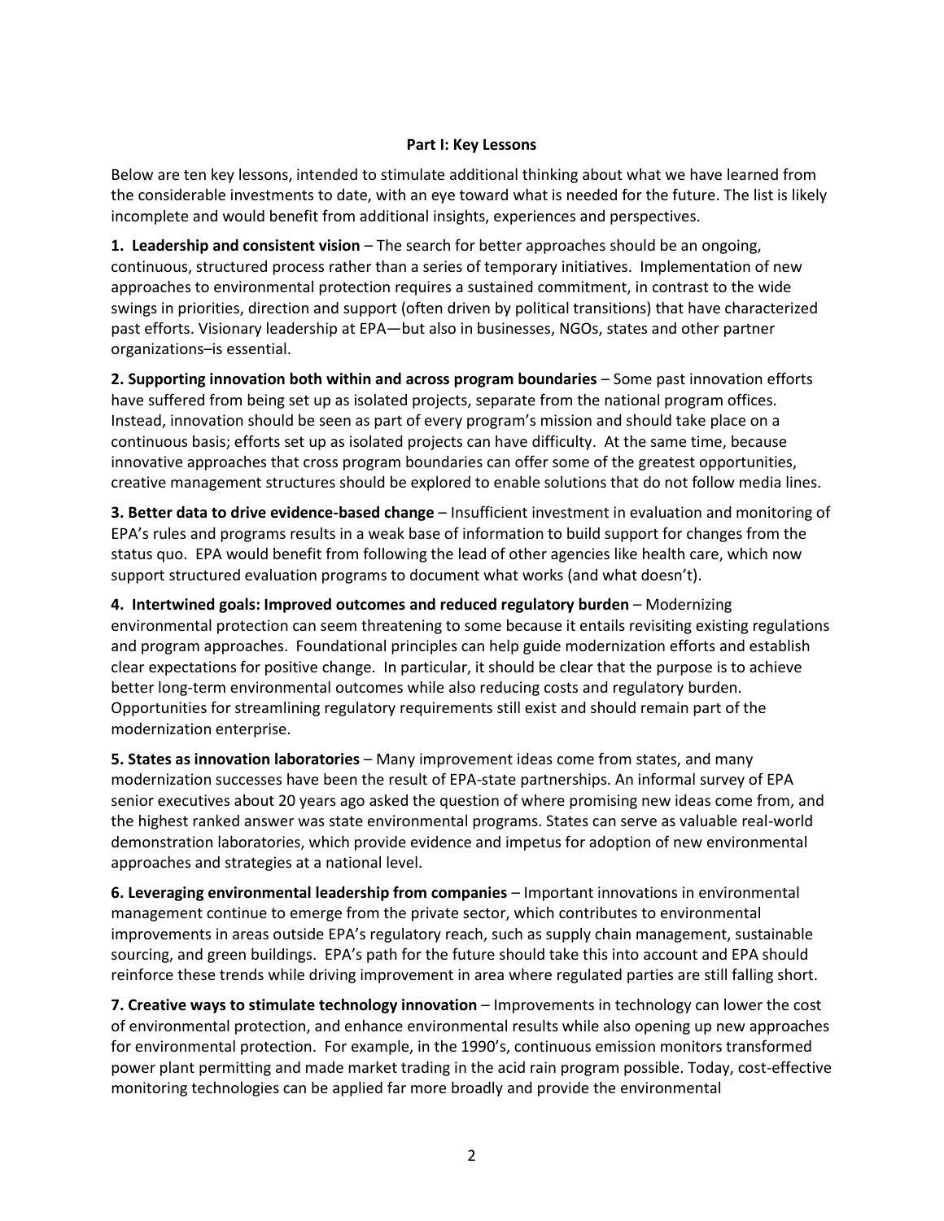**Part I: Key Lessons**

Below are ten key lessons, intended to stimulate additional thinking about what we have learned from the considerable investments to date, with an eye toward what is needed for the future. The list is likely incomplete and would benefit from additional insights, experiences and perspectives.

**1. Leadership and consistent vision** – The search for better approaches should be an ongoing, continuous, structured process rather than a series of temporary initiatives. Implementation of new approaches to environmental protection requires a sustained commitment, in contrast to the wide swings in priorities, direction and support (often driven by political transitions) that have characterized past efforts. Visionary leadership at EPA—but also in businesses, NGOs, states and other partner organizations–is essential.

**2. Supporting innovation both within and across program boundaries** – Some past innovation efforts have suffered from being set up as isolated projects, separate from the national program offices. Instead, innovation should be seen as part of every program's mission and should take place on a continuous basis; efforts set up as isolated projects can have difficulty. At the same time, because innovative approaches that cross program boundaries can offer some of the greatest opportunities, creative management structures should be explored to enable solutions that do not follow media lines.

**3. Better data to drive evidence-based change** – Insufficient investment in evaluation and monitoring of EPA's rules and programs results in a weak base of information to build support for changes from the status quo. EPA would benefit from following the lead of other agencies like health care, which now support structured evaluation programs to document what works (and what doesn't).

**4. Intertwined goals: Improved outcomes and reduced regulatory burden** – Modernizing environmental protection can seem threatening to some because it entails revisiting existing regulations and program approaches. Foundational principles can help guide modernization efforts and establish clear expectations for positive change. In particular, it should be clear that the purpose is to achieve better long-term environmental outcomes while also reducing costs and regulatory burden. Opportunities for streamlining regulatory requirements still exist and should remain part of the modernization enterprise.

**5. States as innovation laboratories** – Many improvement ideas come from states, and many modernization successes have been the result of EPA-state partnerships. An informal survey of EPA senior executives about 20 years ago asked the question of where promising new ideas come from, and the highest ranked answer was state environmental programs. States can serve as valuable real-world demonstration laboratories, which provide evidence and impetus for adoption of new environmental approaches and strategies at a national level.

**6. Leveraging environmental leadership from companies** – Important innovations in environmental management continue to emerge from the private sector, which contributes to environmental improvements in areas outside EPA's regulatory reach, such as supply chain management, sustainable sourcing, and green buildings. EPA's path for the future should take this into account and EPA should reinforce these trends while driving improvement in area where regulated parties are still falling short.

**7. Creative ways to stimulate technology innovation** – Improvements in technology can lower the cost of environmental protection, and enhance environmental results while also opening up new approaches for environmental protection. For example, in the 1990's, continuous emission monitors transformed power plant permitting and made market trading in the acid rain program possible. Today, cost-effective monitoring technologies can be applied far more broadly and provide the environmental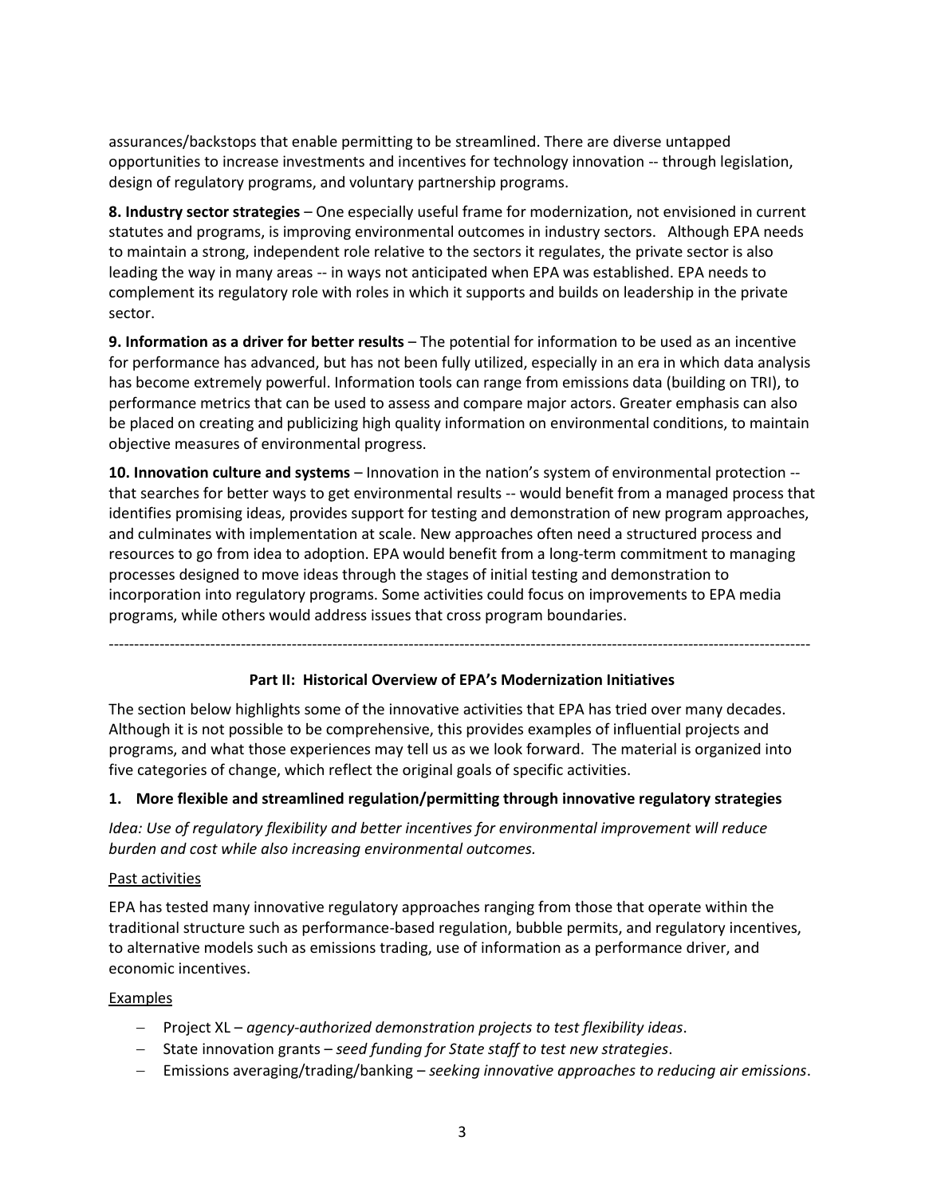assurances/backstops that enable permitting to be streamlined. There are diverse untapped opportunities to increase investments and incentives for technology innovation -- through legislation, design of regulatory programs, and voluntary partnership programs.

**8. Industry sector strategies** – One especially useful frame for modernization, not envisioned in current statutes and programs, is improving environmental outcomes in industry sectors. Although EPA needs to maintain a strong, independent role relative to the sectors it regulates, the private sector is also leading the way in many areas -- in ways not anticipated when EPA was established. EPA needs to complement its regulatory role with roles in which it supports and builds on leadership in the private sector.

**9. Information as a driver for better results** – The potential for information to be used as an incentive for performance has advanced, but has not been fully utilized, especially in an era in which data analysis has become extremely powerful. Information tools can range from emissions data (building on TRI), to performance metrics that can be used to assess and compare major actors. Greater emphasis can also be placed on creating and publicizing high quality information on environmental conditions, to maintain objective measures of environmental progress.

**10. Innovation culture and systems** – Innovation in the nation's system of environmental protection -- that searches for better ways to get environmental results -- would benefit from a managed process that identifies promising ideas, provides support for testing and demonstration of new program approaches, and culminates with implementation at scale. New approaches often need a structured process and resources to go from idea to adoption. EPA would benefit from a long-term commitment to managing processes designed to move ideas through the stages of initial testing and demonstration to incorporation into regulatory programs. Some activities could focus on improvements to EPA media programs, while others would address issues that cross program boundaries.

---

## Part II: Historical Overview of EPA's Modernization Initiatives

The section below highlights some of the innovative activities that EPA has tried over many decades. Although it is not possible to be comprehensive, this provides examples of influential projects and programs, and what those experiences may tell us as we look forward. The material is organized into five categories of change, which reflect the original goals of specific activities.

### 1. More flexible and streamlined regulation/permitting through innovative regulatory strategies

*Idea: Use of regulatory flexibility and better incentives for environmental improvement will reduce burden and cost while also increasing environmental outcomes.*

Past activities

EPA has tested many innovative regulatory approaches ranging from those that operate within the traditional structure such as performance-based regulation, bubble permits, and regulatory incentives, to alternative models such as emissions trading, use of information as a performance driver, and economic incentives.

Examples

- Project XL – *agency-authorized demonstration projects to test flexibility ideas*.
- State innovation grants – *seed funding for State staff to test new strategies*.
- Emissions averaging/trading/banking – *seeking innovative approaches to reducing air emissions*.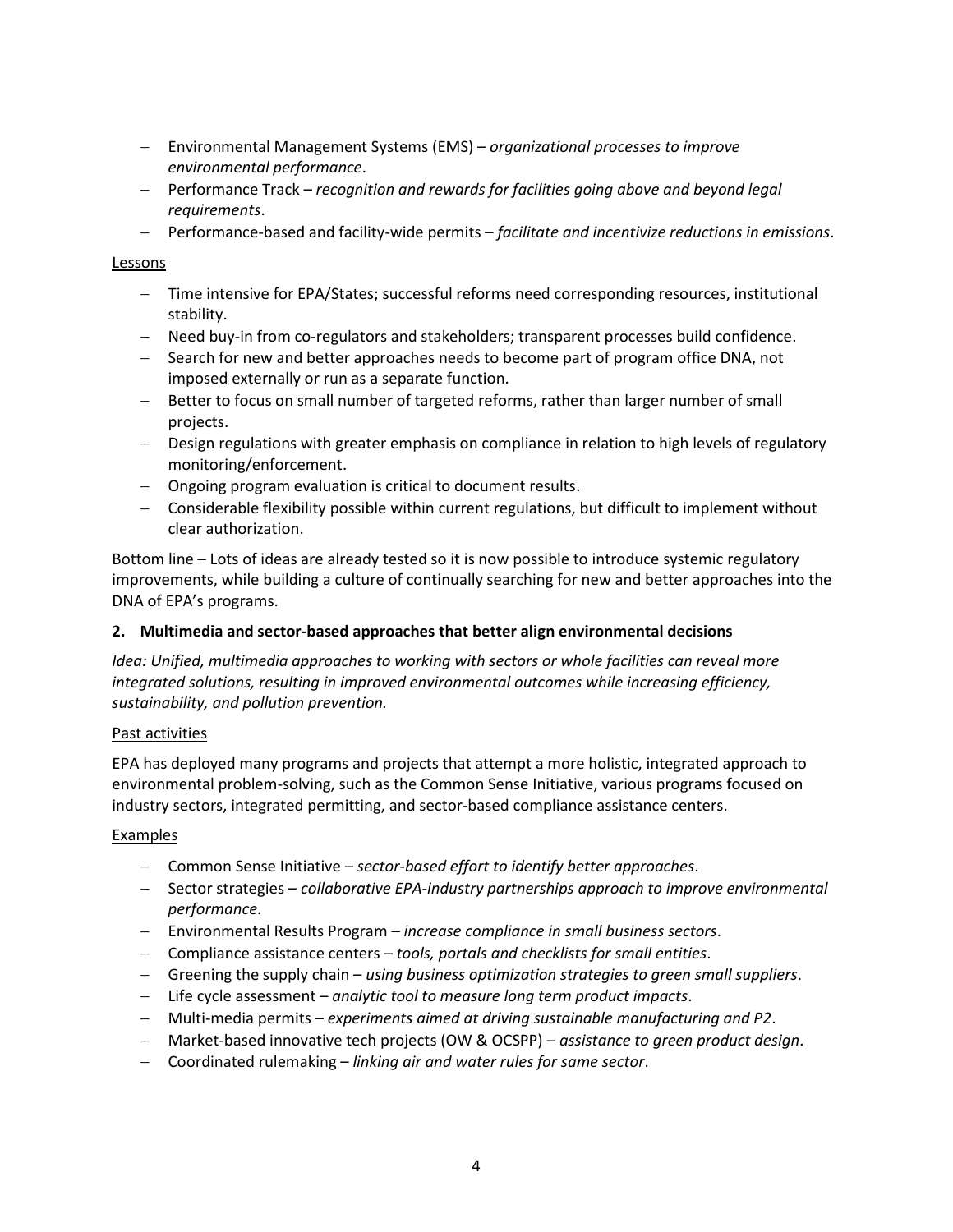- Environmental Management Systems (EMS) – *organizational processes to improve environmental performance*.
- Performance Track – *recognition and rewards for facilities going above and beyond legal requirements*.
- Performance-based and facility-wide permits – *facilitate and incentivize reductions in emissions*.

<u>Lessons</u>

- Time intensive for EPA/States; successful reforms need corresponding resources, institutional stability.
- Need buy-in from co-regulators and stakeholders; transparent processes build confidence.
- Search for new and better approaches needs to become part of program office DNA, not imposed externally or run as a separate function.
- Better to focus on small number of targeted reforms, rather than larger number of small projects.
- Design regulations with greater emphasis on compliance in relation to high levels of regulatory monitoring/enforcement.
- Ongoing program evaluation is critical to document results.
- Considerable flexibility possible within current regulations, but difficult to implement without clear authorization.

Bottom line – Lots of ideas are already tested so it is now possible to introduce systemic regulatory improvements, while building a culture of continually searching for new and better approaches into the DNA of EPA's programs.

**2. Multimedia and sector-based approaches that better align environmental decisions**

*Idea: Unified, multimedia approaches to working with sectors or whole facilities can reveal more integrated solutions, resulting in improved environmental outcomes while increasing efficiency, sustainability, and pollution prevention.*

<u>Past activities</u>

EPA has deployed many programs and projects that attempt a more holistic, integrated approach to environmental problem-solving, such as the Common Sense Initiative, various programs focused on industry sectors, integrated permitting, and sector-based compliance assistance centers.

<u>Examples</u>

- Common Sense Initiative – *sector-based effort to identify better approaches*.
- Sector strategies – *collaborative EPA-industry partnerships approach to improve environmental performance*.
- Environmental Results Program – *increase compliance in small business sectors*.
- Compliance assistance centers – *tools, portals and checklists for small entities*.
- Greening the supply chain – *using business optimization strategies to green small suppliers*.
- Life cycle assessment – *analytic tool to measure long term product impacts*.
- Multi-media permits – *experiments aimed at driving sustainable manufacturing and P2*.
- Market-based innovative tech projects (OW & OCSPP) – *assistance to green product design*.
- Coordinated rulemaking – *linking air and water rules for same sector*.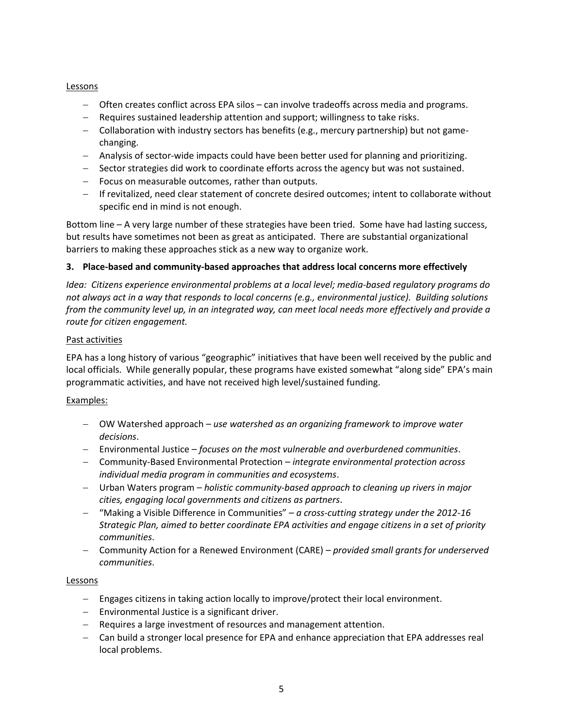Lessons

- Often creates conflict across EPA silos – can involve tradeoffs across media and programs.
- Requires sustained leadership attention and support; willingness to take risks.
- Collaboration with industry sectors has benefits (e.g., mercury partnership) but not game-changing.
- Analysis of sector-wide impacts could have been better used for planning and prioritizing.
- Sector strategies did work to coordinate efforts across the agency but was not sustained.
- Focus on measurable outcomes, rather than outputs.
- If revitalized, need clear statement of concrete desired outcomes; intent to collaborate without specific end in mind is not enough.

Bottom line – A very large number of these strategies have been tried. Some have had lasting success, but results have sometimes not been as great as anticipated. There are substantial organizational barriers to making these approaches stick as a new way to organize work.

**3. Place-based and community-based approaches that address local concerns more effectively**

*Idea: Citizens experience environmental problems at a local level; media-based regulatory programs do not always act in a way that responds to local concerns (e.g., environmental justice). Building solutions from the community level up, in an integrated way, can meet local needs more effectively and provide a route for citizen engagement.*

Past activities

EPA has a long history of various "geographic" initiatives that have been well received by the public and local officials. While generally popular, these programs have existed somewhat "along side" EPA's main programmatic activities, and have not received high level/sustained funding.

Examples:

- OW Watershed approach – *use watershed as an organizing framework to improve water decisions*.
- Environmental Justice – *focuses on the most vulnerable and overburdened communities*.
- Community-Based Environmental Protection – *integrate environmental protection across individual media program in communities and ecosystems*.
- Urban Waters program – *holistic community-based approach to cleaning up rivers in major cities, engaging local governments and citizens as partners*.
- "Making a Visible Difference in Communities" – *a cross-cutting strategy under the 2012-16 Strategic Plan, aimed to better coordinate EPA activities and engage citizens in a set of priority communities*.
- Community Action for a Renewed Environment (CARE) – *provided small grants for underserved communities*.

Lessons

- Engages citizens in taking action locally to improve/protect their local environment.
- Environmental Justice is a significant driver.
- Requires a large investment of resources and management attention.
- Can build a stronger local presence for EPA and enhance appreciation that EPA addresses real local problems.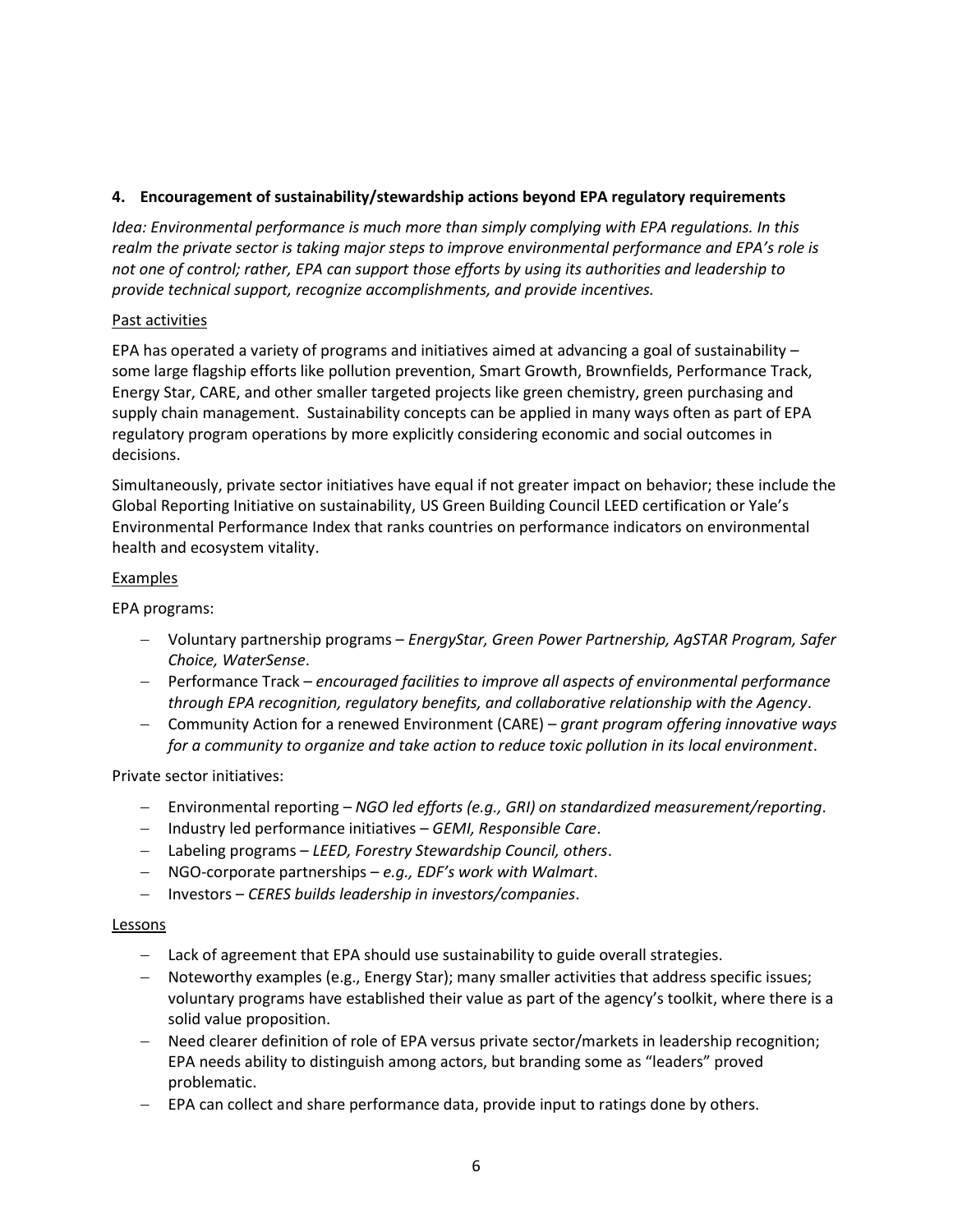**4. Encouragement of sustainability/stewardship actions beyond EPA regulatory requirements**

*Idea: Environmental performance is much more than simply complying with EPA regulations. In this realm the private sector is taking major steps to improve environmental performance and EPA's role is not one of control; rather, EPA can support those efforts by using its authorities and leadership to provide technical support, recognize accomplishments, and provide incentives.*

Past activities

EPA has operated a variety of programs and initiatives aimed at advancing a goal of sustainability – some large flagship efforts like pollution prevention, Smart Growth, Brownfields, Performance Track, Energy Star, CARE, and other smaller targeted projects like green chemistry, green purchasing and supply chain management. Sustainability concepts can be applied in many ways often as part of EPA regulatory program operations by more explicitly considering economic and social outcomes in decisions.

Simultaneously, private sector initiatives have equal if not greater impact on behavior; these include the Global Reporting Initiative on sustainability, US Green Building Council LEED certification or Yale's Environmental Performance Index that ranks countries on performance indicators on environmental health and ecosystem vitality.

Examples

EPA programs:

- Voluntary partnership programs – *EnergyStar, Green Power Partnership, AgSTAR Program, Safer Choice, WaterSense*.
- Performance Track – *encouraged facilities to improve all aspects of environmental performance through EPA recognition, regulatory benefits, and collaborative relationship with the Agency*.
- Community Action for a renewed Environment (CARE) – *grant program offering innovative ways for a community to organize and take action to reduce toxic pollution in its local environment*.

Private sector initiatives:

- Environmental reporting – *NGO led efforts (e.g., GRI) on standardized measurement/reporting*.
- Industry led performance initiatives – *GEMI, Responsible Care*.
- Labeling programs – *LEED, Forestry Stewardship Council, others*.
- NGO-corporate partnerships – *e.g., EDF's work with Walmart*.
- Investors – *CERES builds leadership in investors/companies*.

Lessons

- Lack of agreement that EPA should use sustainability to guide overall strategies.
- Noteworthy examples (e.g., Energy Star); many smaller activities that address specific issues; voluntary programs have established their value as part of the agency's toolkit, where there is a solid value proposition.
- Need clearer definition of role of EPA versus private sector/markets in leadership recognition; EPA needs ability to distinguish among actors, but branding some as "leaders" proved problematic.
- EPA can collect and share performance data, provide input to ratings done by others.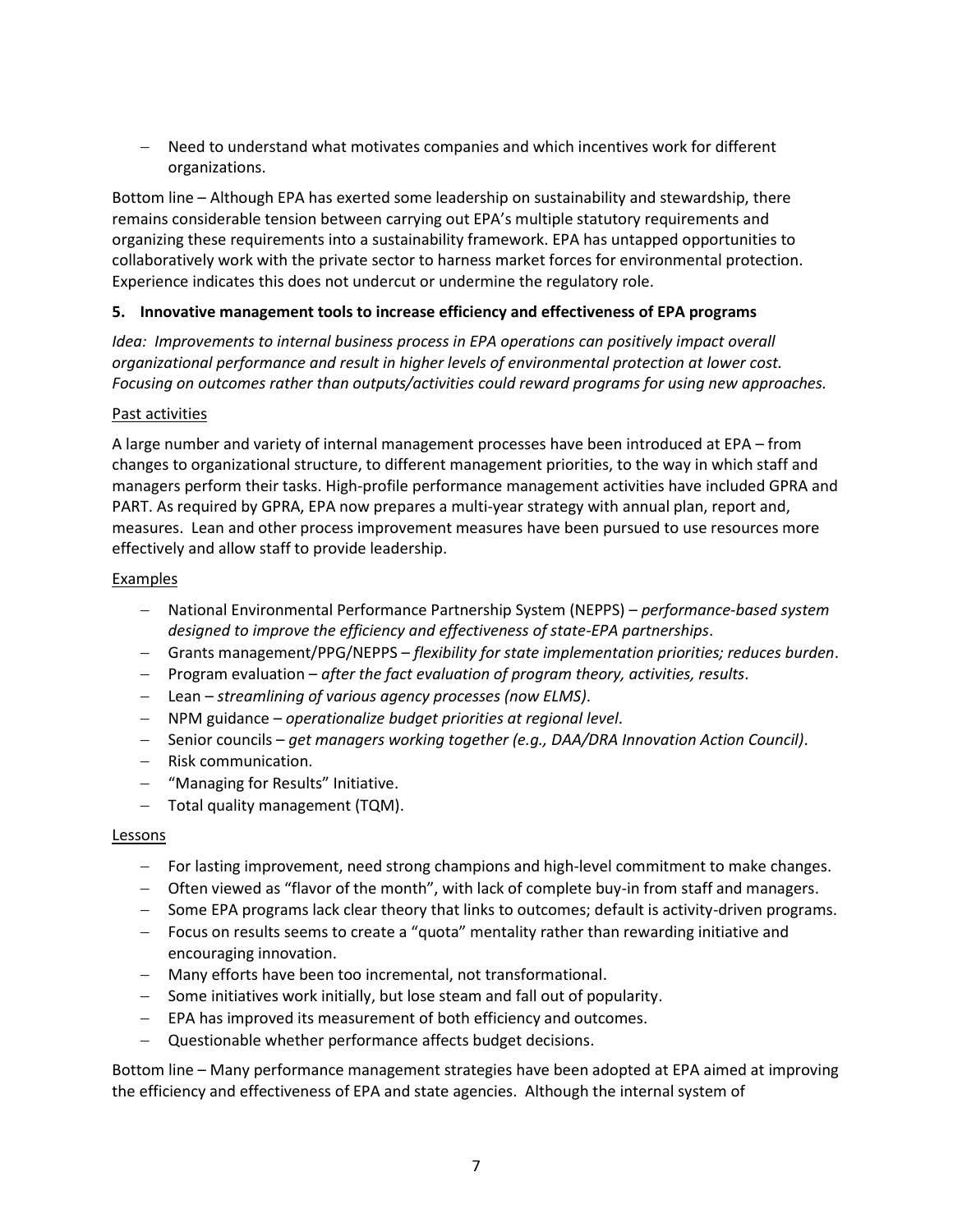- Need to understand what motivates companies and which incentives work for different organizations.

Bottom line – Although EPA has exerted some leadership on sustainability and stewardship, there remains considerable tension between carrying out EPA's multiple statutory requirements and organizing these requirements into a sustainability framework. EPA has untapped opportunities to collaboratively work with the private sector to harness market forces for environmental protection. Experience indicates this does not undercut or undermine the regulatory role.

**5. Innovative management tools to increase efficiency and effectiveness of EPA programs**

*Idea: Improvements to internal business process in EPA operations can positively impact overall organizational performance and result in higher levels of environmental protection at lower cost. Focusing on outcomes rather than outputs/activities could reward programs for using new approaches.*

<u>Past activities</u>

A large number and variety of internal management processes have been introduced at EPA – from changes to organizational structure, to different management priorities, to the way in which staff and managers perform their tasks. High-profile performance management activities have included GPRA and PART. As required by GPRA, EPA now prepares a multi-year strategy with annual plan, report and, measures. Lean and other process improvement measures have been pursued to use resources more effectively and allow staff to provide leadership.

<u>Examples</u>

- National Environmental Performance Partnership System (NEPPS) – *performance-based system designed to improve the efficiency and effectiveness of state-EPA partnerships*.
- Grants management/PPG/NEPPS – *flexibility for state implementation priorities; reduces burden*.
- Program evaluation – *after the fact evaluation of program theory, activities, results*.
- Lean – *streamlining of various agency processes (now ELMS)*.
- NPM guidance – *operationalize budget priorities at regional level*.
- Senior councils – *get managers working together (e.g., DAA/DRA Innovation Action Council)*.
- Risk communication.
- "Managing for Results" Initiative.
- Total quality management (TQM).

<u>Lessons</u>

- For lasting improvement, need strong champions and high-level commitment to make changes.
- Often viewed as "flavor of the month", with lack of complete buy-in from staff and managers.
- Some EPA programs lack clear theory that links to outcomes; default is activity-driven programs.
- Focus on results seems to create a "quota" mentality rather than rewarding initiative and encouraging innovation.
- Many efforts have been too incremental, not transformational.
- Some initiatives work initially, but lose steam and fall out of popularity.
- EPA has improved its measurement of both efficiency and outcomes.
- Questionable whether performance affects budget decisions.

Bottom line – Many performance management strategies have been adopted at EPA aimed at improving the efficiency and effectiveness of EPA and state agencies. Although the internal system of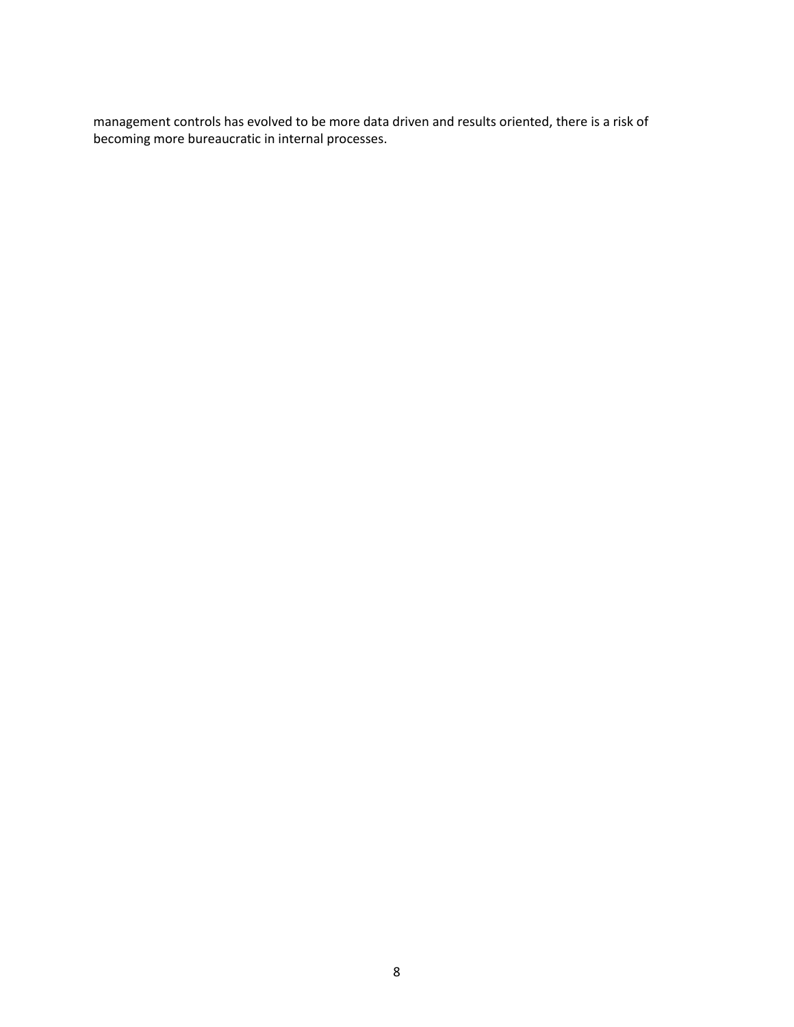management controls has evolved to be more data driven and results oriented, there is a risk of becoming more bureaucratic in internal processes.